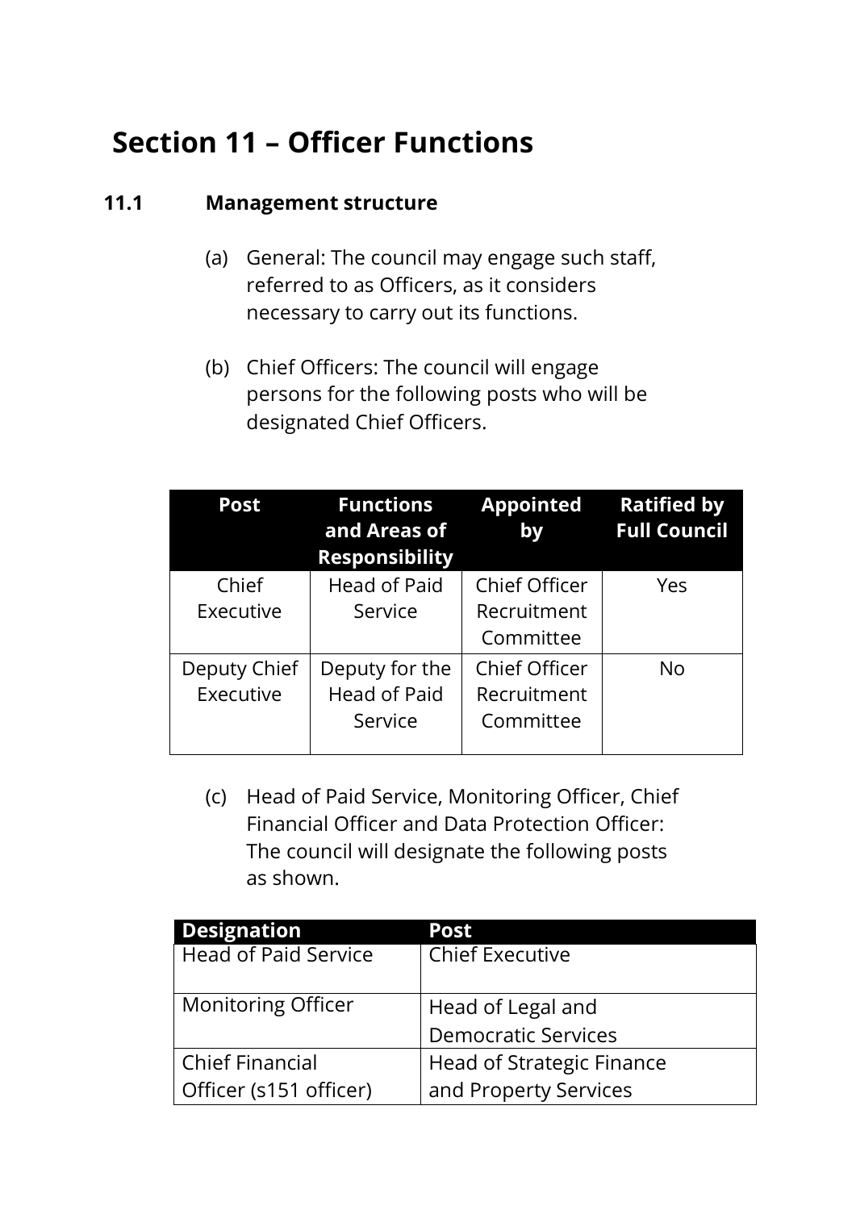# Section 11 – Officer Functions

## 11.1 Management structure

(a) General: The council may engage such staff, referred to as Officers, as it considers necessary to carry out its functions.

(b) Chief Officers: The council will engage persons for the following posts who will be designated Chief Officers.

| Post | Functions and Areas of Responsibility | Appointed by | Ratified by Full Council |
|---|---|---|---|
| Chief Executive | Head of Paid Service | Chief Officer Recruitment Committee | Yes |
| Deputy Chief Executive | Deputy for the Head of Paid Service | Chief Officer Recruitment Committee | No |

(c) Head of Paid Service, Monitoring Officer, Chief Financial Officer and Data Protection Officer: The council will designate the following posts as shown.

| Designation | Post |
|---|---|
| Head of Paid Service | Chief Executive |
| Monitoring Officer | Head of Legal and Democratic Services |
| Chief Financial Officer (s151 officer) | Head of Strategic Finance and Property Services |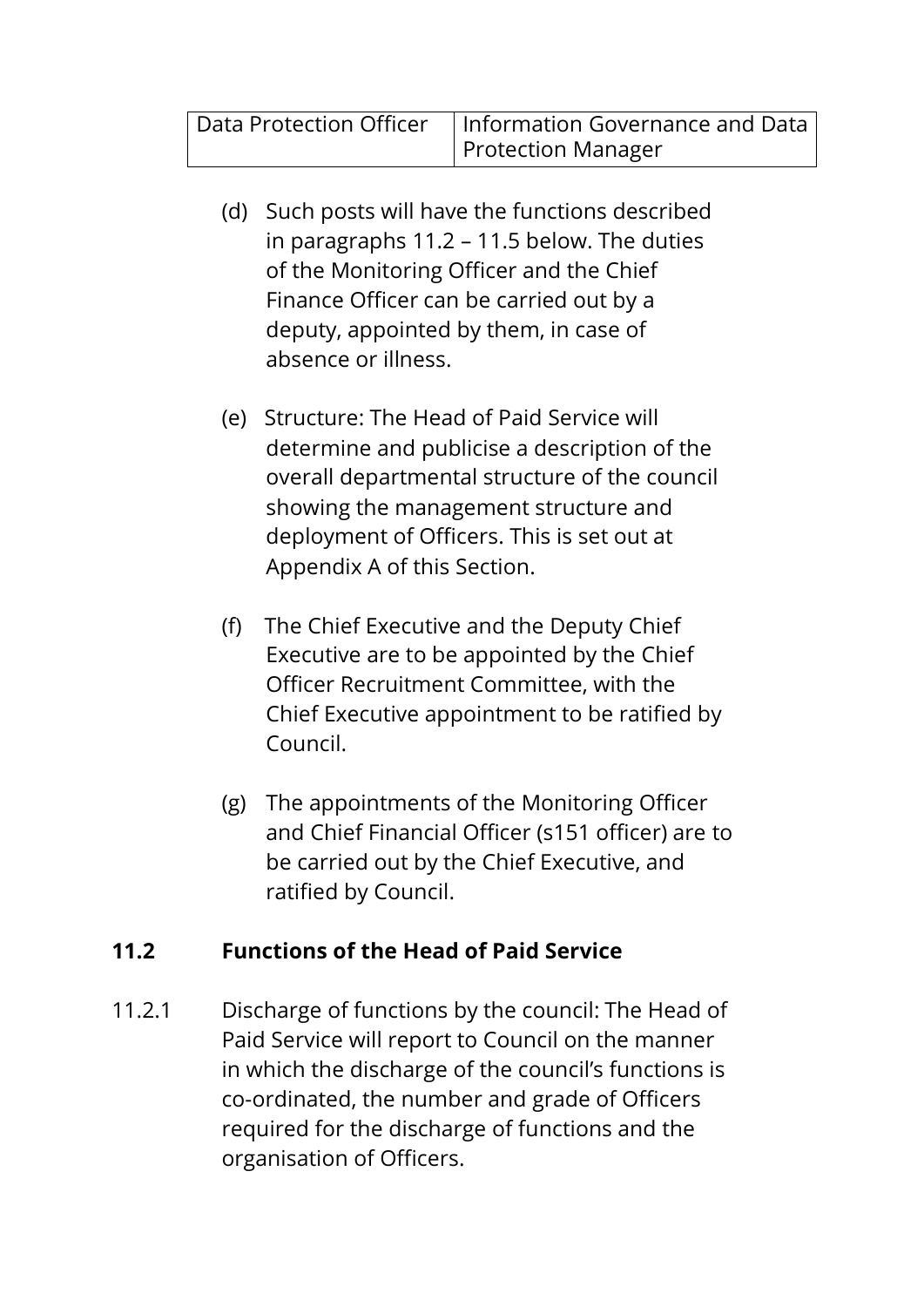| Data Protection Officer | Information Governance and Data Protection Manager |
|---|---|

(d) Such posts will have the functions described in paragraphs 11.2 – 11.5 below. The duties of the Monitoring Officer and the Chief Finance Officer can be carried out by a deputy, appointed by them, in case of absence or illness.

(e) Structure: The Head of Paid Service will determine and publicise a description of the overall departmental structure of the council showing the management structure and deployment of Officers. This is set out at Appendix A of this Section.

(f) The Chief Executive and the Deputy Chief Executive are to be appointed by the Chief Officer Recruitment Committee, with the Chief Executive appointment to be ratified by Council.

(g) The appointments of the Monitoring Officer and Chief Financial Officer (s151 officer) are to be carried out by the Chief Executive, and ratified by Council.

## 11.2 Functions of the Head of Paid Service

11.2.1 Discharge of functions by the council: The Head of Paid Service will report to Council on the manner in which the discharge of the council's functions is co-ordinated, the number and grade of Officers required for the discharge of functions and the organisation of Officers.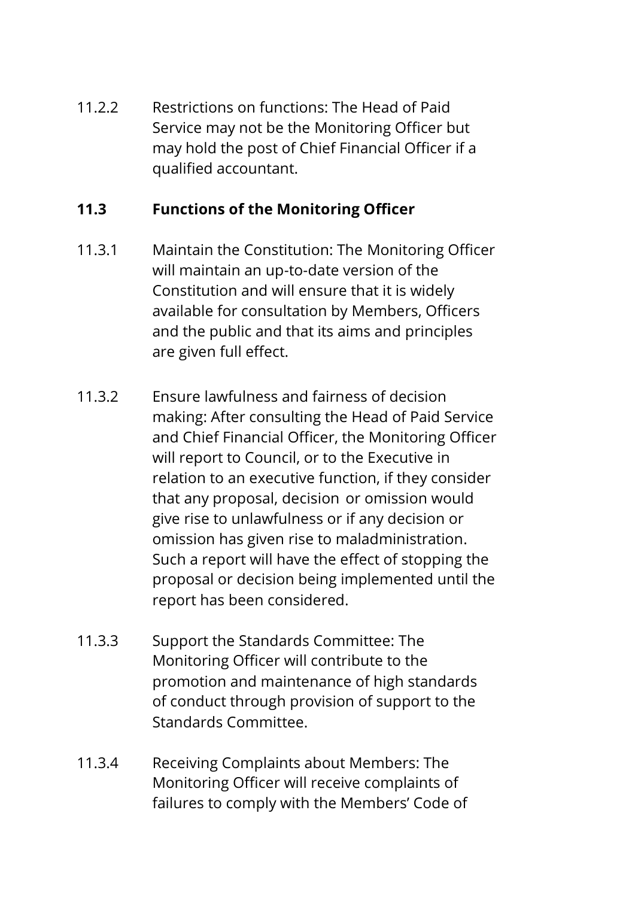11.2.2 Restrictions on functions: The Head of Paid Service may not be the Monitoring Officer but may hold the post of Chief Financial Officer if a qualified accountant.

### 11.3 Functions of the Monitoring Officer

11.3.1 Maintain the Constitution: The Monitoring Officer will maintain an up-to-date version of the Constitution and will ensure that it is widely available for consultation by Members, Officers and the public and that its aims and principles are given full effect.

11.3.2 Ensure lawfulness and fairness of decision making: After consulting the Head of Paid Service and Chief Financial Officer, the Monitoring Officer will report to Council, or to the Executive in relation to an executive function, if they consider that any proposal, decision or omission would give rise to unlawfulness or if any decision or omission has given rise to maladministration. Such a report will have the effect of stopping the proposal or decision being implemented until the report has been considered.

11.3.3 Support the Standards Committee: The Monitoring Officer will contribute to the promotion and maintenance of high standards of conduct through provision of support to the Standards Committee.

11.3.4 Receiving Complaints about Members: The Monitoring Officer will receive complaints of failures to comply with the Members' Code of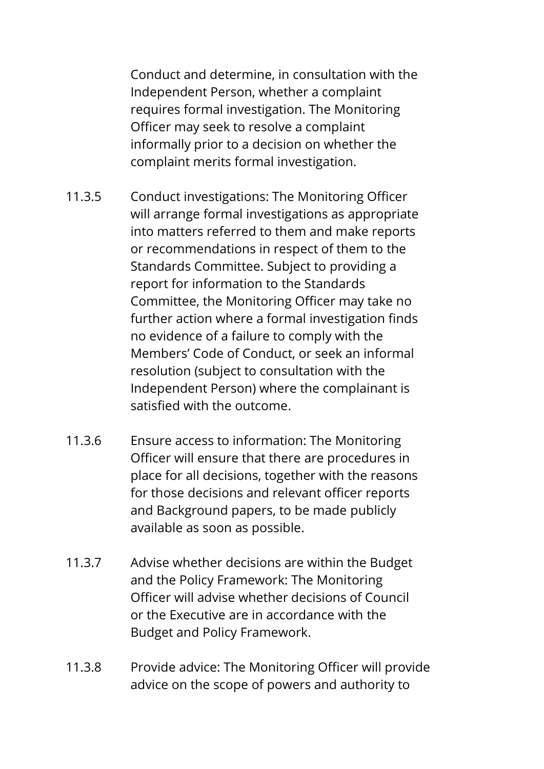Conduct and determine, in consultation with the Independent Person, whether a complaint requires formal investigation. The Monitoring Officer may seek to resolve a complaint informally prior to a decision on whether the complaint merits formal investigation.

11.3.5 Conduct investigations: The Monitoring Officer will arrange formal investigations as appropriate into matters referred to them and make reports or recommendations in respect of them to the Standards Committee. Subject to providing a report for information to the Standards Committee, the Monitoring Officer may take no further action where a formal investigation finds no evidence of a failure to comply with the Members' Code of Conduct, or seek an informal resolution (subject to consultation with the Independent Person) where the complainant is satisfied with the outcome.

11.3.6 Ensure access to information: The Monitoring Officer will ensure that there are procedures in place for all decisions, together with the reasons for those decisions and relevant officer reports and Background papers, to be made publicly available as soon as possible.

11.3.7 Advise whether decisions are within the Budget and the Policy Framework: The Monitoring Officer will advise whether decisions of Council or the Executive are in accordance with the Budget and Policy Framework.

11.3.8 Provide advice: The Monitoring Officer will provide advice on the scope of powers and authority to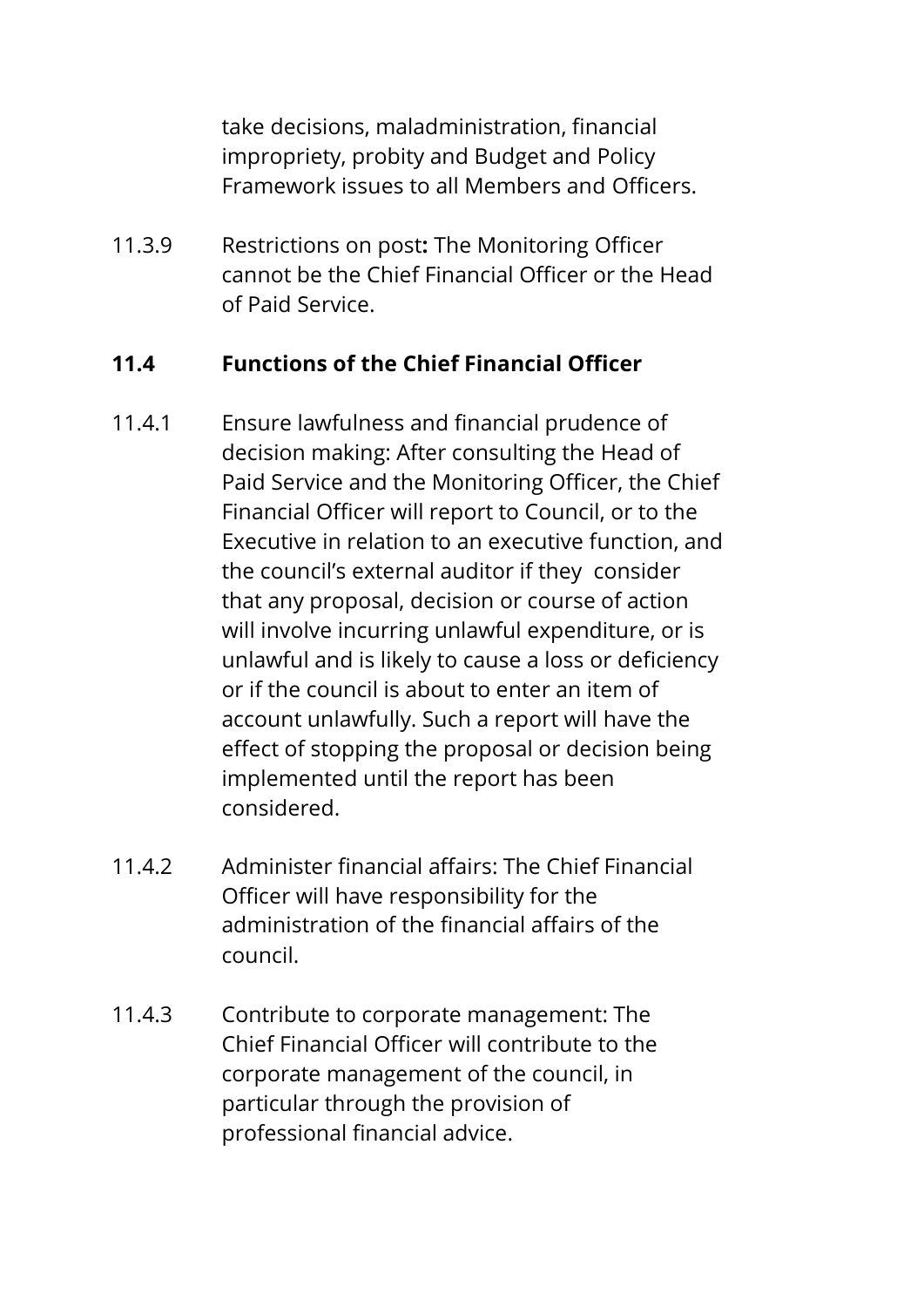take decisions, maladministration, financial impropriety, probity and Budget and Policy Framework issues to all Members and Officers.

11.3.9 Restrictions on post**:** The Monitoring Officer cannot be the Chief Financial Officer or the Head of Paid Service.

### 11.4 Functions of the Chief Financial Officer

11.4.1 Ensure lawfulness and financial prudence of decision making: After consulting the Head of Paid Service and the Monitoring Officer, the Chief Financial Officer will report to Council, or to the Executive in relation to an executive function, and the council's external auditor if they consider that any proposal, decision or course of action will involve incurring unlawful expenditure, or is unlawful and is likely to cause a loss or deficiency or if the council is about to enter an item of account unlawfully. Such a report will have the effect of stopping the proposal or decision being implemented until the report has been considered.

11.4.2 Administer financial affairs: The Chief Financial Officer will have responsibility for the administration of the financial affairs of the council.

11.4.3 Contribute to corporate management: The Chief Financial Officer will contribute to the corporate management of the council, in particular through the provision of professional financial advice.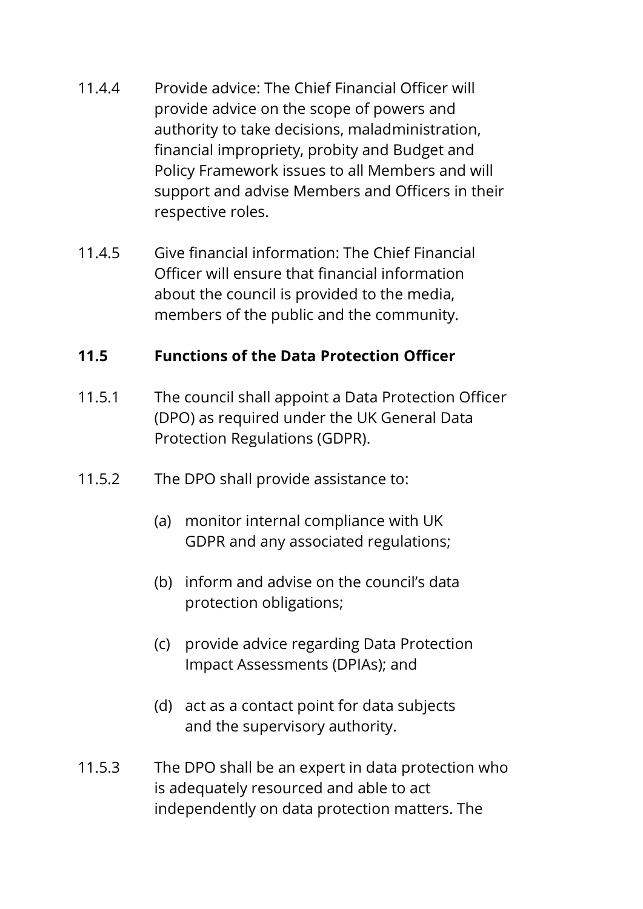11.4.4 Provide advice: The Chief Financial Officer will provide advice on the scope of powers and authority to take decisions, maladministration, financial impropriety, probity and Budget and Policy Framework issues to all Members and will support and advise Members and Officers in their respective roles.

11.4.5 Give financial information: The Chief Financial Officer will ensure that financial information about the council is provided to the media, members of the public and the community.

**11.5 Functions of the Data Protection Officer**

11.5.1 The council shall appoint a Data Protection Officer (DPO) as required under the UK General Data Protection Regulations (GDPR).

11.5.2 The DPO shall provide assistance to:

(a) monitor internal compliance with UK GDPR and any associated regulations;

(b) inform and advise on the council's data protection obligations;

(c) provide advice regarding Data Protection Impact Assessments (DPIAs); and

(d) act as a contact point for data subjects and the supervisory authority.

11.5.3 The DPO shall be an expert in data protection who is adequately resourced and able to act independently on data protection matters. The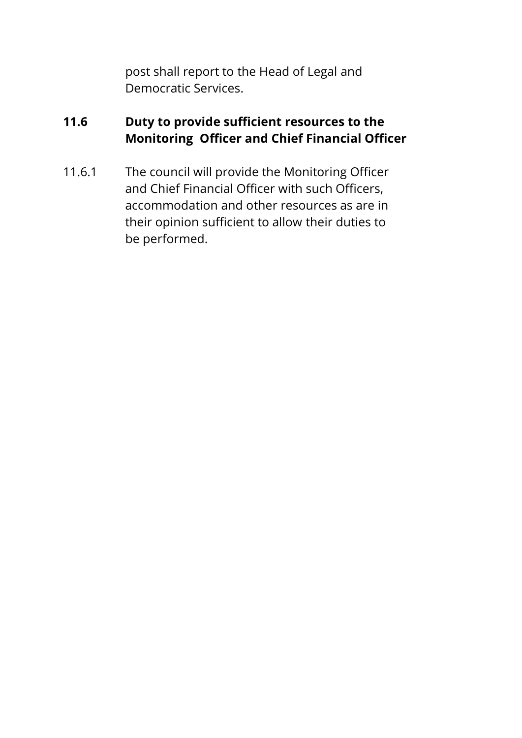post shall report to the Head of Legal and Democratic Services.

## 11.6 Duty to provide sufficient resources to the Monitoring Officer and Chief Financial Officer

11.6.1 The council will provide the Monitoring Officer and Chief Financial Officer with such Officers, accommodation and other resources as are in their opinion sufficient to allow their duties to be performed.